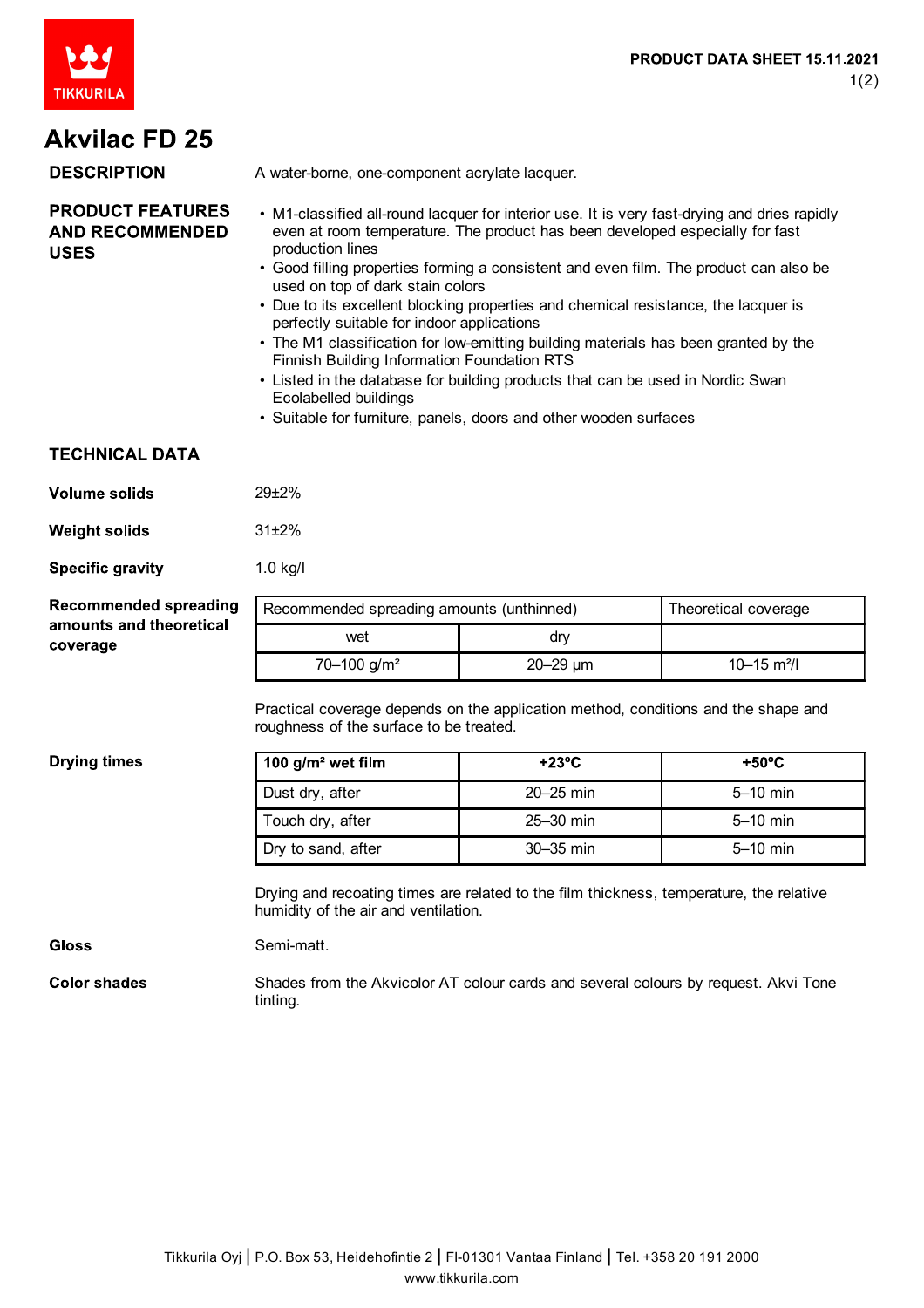# Akvilac FD 25

## DESCRIPTION

A water-borne, one-component acrylate lacquer.

## PRODUCT FEATURES AND RECOMMENDED USES

- M1-classified all-round lacquer for interior use. It is very fast-drying and dries rapidly even at room temperature. The product has been developed especially for fast production lines
- Good filling properties forming a consistent and even film. The product can also be used on top of dark stain colors
- Due to its excellent blocking properties and chemical resistance, the lacquer is perfectly suitable for indoor applications
- The M1 classification for low-emitting building materials has been granted by the Finnish Building Information Foundation RTS
- Listed in the database for building products that can be used in Nordic Swan Ecolabelled buildings
- Suitable for furniture, panels, doors and other wooden surfaces

## TECHNICAL DATA

**Volume solids**

29±2%

**Weight solids**

31±2%

**Specific gravity**

1.0 kg/l

**Recommended spreading amounts and theoretical coverage**

| Recommended spreading amounts (unthinned) | | Theoretical coverage |
|---|---|---|
| wet | dry | |
| 70–100 g/m² | 20–29 µm | 10–15 m²/l |

Practical coverage depends on the application method, conditions and the shape and roughness of the surface to be treated.

**Drying times**

| 100 g/m² wet film | +23°C | +50°C |
|---|---|---|
| Dust dry, after | 20–25 min | 5–10 min |
| Touch dry, after | 25–30 min | 5–10 min |
| Dry to sand, after | 30–35 min | 5–10 min |

Drying and recoating times are related to the film thickness, temperature, the relative humidity of the air and ventilation.

**Gloss**

Semi-matt.

**Color shades**

Shades from the Akvicolor AT colour cards and several colours by request. Akvi Tone tinting.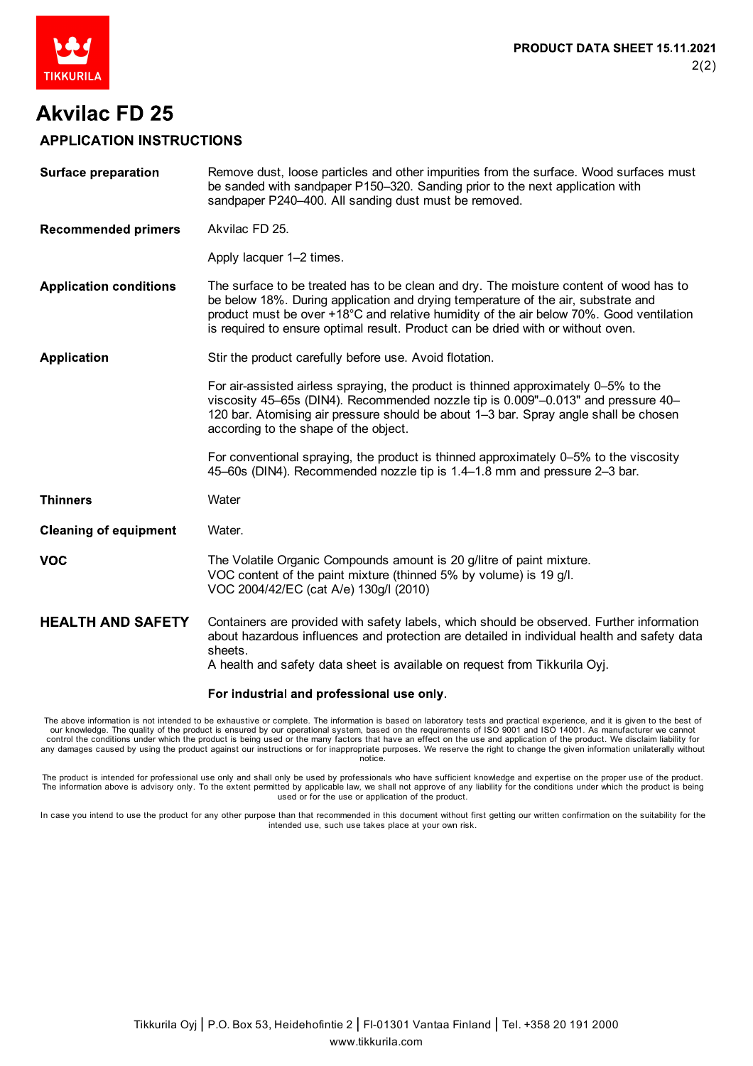# Akvilac FD 25

## APPLICATION INSTRUCTIONS

| | |
|---|---|
| **Surface preparation** | Remove dust, loose particles and other impurities from the surface. Wood surfaces must be sanded with sandpaper P150–320. Sanding prior to the next application with sandpaper P240–400. All sanding dust must be removed. |
| **Recommended primers** | Akvilac FD 25.<br><br>Apply lacquer 1–2 times. |
| **Application conditions** | The surface to be treated has to be clean and dry. The moisture content of wood has to be below 18%. During application and drying temperature of the air, substrate and product must be over +18°C and relative humidity of the air below 70%. Good ventilation is required to ensure optimal result. Product can be dried with or without oven. |
| **Application** | Stir the product carefully before use. Avoid flotation.<br><br>For air-assisted airless spraying, the product is thinned approximately 0–5% to the viscosity 45–65s (DIN4). Recommended nozzle tip is 0.009"–0.013" and pressure 40–120 bar. Atomising air pressure should be about 1–3 bar. Spray angle shall be chosen according to the shape of the object.<br><br>For conventional spraying, the product is thinned approximately 0–5% to the viscosity 45–60s (DIN4). Recommended nozzle tip is 1.4–1.8 mm and pressure 2–3 bar. |
| **Thinners** | Water |
| **Cleaning of equipment** | Water. |
| **VOC** | The Volatile Organic Compounds amount is 20 g/litre of paint mixture.<br>VOC content of the paint mixture (thinned 5% by volume) is 19 g/l.<br>VOC 2004/42/EC (cat A/e) 130g/l (2010) |

## HEALTH AND SAFETY

Containers are provided with safety labels, which should be observed. Further information about hazardous influences and protection are detailed in individual health and safety data sheets.
A health and safety data sheet is available on request from Tikkurila Oyj.

**For industrial and professional use only.**

The above information is not intended to be exhaustive or complete. The information is based on laboratory tests and practical experience, and it is given to the best of our knowledge. The quality of the product is ensured by our operational system, based on the requirements of ISO 9001 and ISO 14001. As manufacturer we cannot control the conditions under which the product is being used or the many factors that have an effect on the use and application of the product. We disclaim liability for any damages caused by using the product against our instructions or for inappropriate purposes. We reserve the right to change the given information unilaterally without notice.

The product is intended for professional use only and shall only be used by professionals who have sufficient knowledge and expertise on the proper use of the product. The information above is advisory only. To the extent permitted by applicable law, we shall not approve of any liability for the conditions under which the product is being used or for the use or application of the product.

In case you intend to use the product for any other purpose than that recommended in this document without first getting our written confirmation on the suitability for the intended use, such use takes place at your own risk.